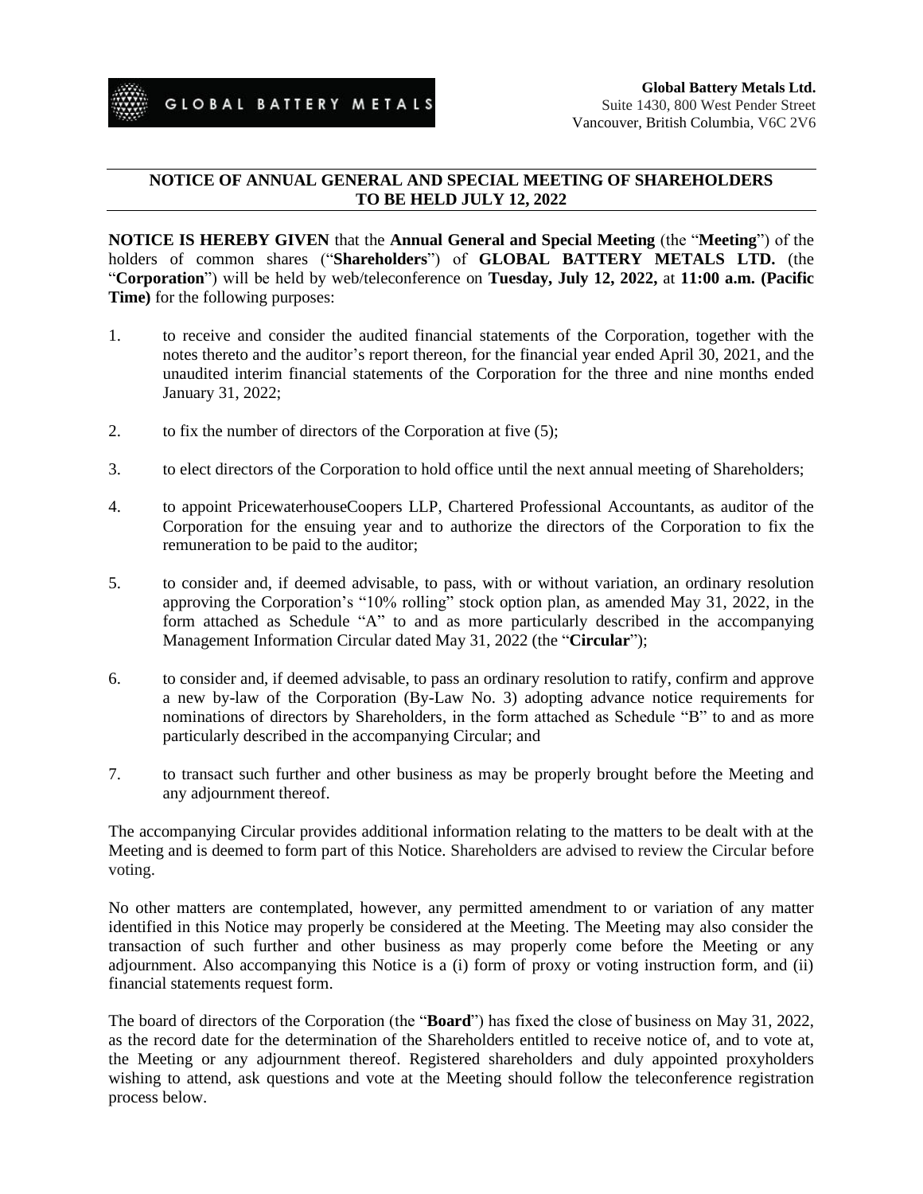GLOBAL BATTERY METALS

**Global Battery Metals Ltd.**
Suite 1430, 800 West Pender Street
Vancouver, British Columbia, V6C 2V6

## NOTICE OF ANNUAL GENERAL AND SPECIAL MEETING OF SHAREHOLDERS TO BE HELD JULY 12, 2022

**NOTICE IS HEREBY GIVEN** that the **Annual General and Special Meeting** (the "**Meeting**") of the holders of common shares ("**Shareholders**") of **GLOBAL BATTERY METALS LTD.** (the "**Corporation**") will be held by web/teleconference on **Tuesday, July 12, 2022,** at **11:00 a.m. (Pacific Time)** for the following purposes:

1. to receive and consider the audited financial statements of the Corporation, together with the notes thereto and the auditor's report thereon, for the financial year ended April 30, 2021, and the unaudited interim financial statements of the Corporation for the three and nine months ended January 31, 2022;

2. to fix the number of directors of the Corporation at five (5);

3. to elect directors of the Corporation to hold office until the next annual meeting of Shareholders;

4. to appoint PricewaterhouseCoopers LLP, Chartered Professional Accountants, as auditor of the Corporation for the ensuing year and to authorize the directors of the Corporation to fix the remuneration to be paid to the auditor;

5. to consider and, if deemed advisable, to pass, with or without variation, an ordinary resolution approving the Corporation's "10% rolling" stock option plan, as amended May 31, 2022, in the form attached as Schedule "A" to and as more particularly described in the accompanying Management Information Circular dated May 31, 2022 (the "**Circular**");

6. to consider and, if deemed advisable, to pass an ordinary resolution to ratify, confirm and approve a new by-law of the Corporation (By-Law No. 3) adopting advance notice requirements for nominations of directors by Shareholders, in the form attached as Schedule "B" to and as more particularly described in the accompanying Circular; and

7. to transact such further and other business as may be properly brought before the Meeting and any adjournment thereof.

The accompanying Circular provides additional information relating to the matters to be dealt with at the Meeting and is deemed to form part of this Notice. Shareholders are advised to review the Circular before voting.

No other matters are contemplated, however, any permitted amendment to or variation of any matter identified in this Notice may properly be considered at the Meeting. The Meeting may also consider the transaction of such further and other business as may properly come before the Meeting or any adjournment. Also accompanying this Notice is a (i) form of proxy or voting instruction form, and (ii) financial statements request form.

The board of directors of the Corporation (the "**Board**") has fixed the close of business on May 31, 2022, as the record date for the determination of the Shareholders entitled to receive notice of, and to vote at, the Meeting or any adjournment thereof. Registered shareholders and duly appointed proxyholders wishing to attend, ask questions and vote at the Meeting should follow the teleconference registration process below.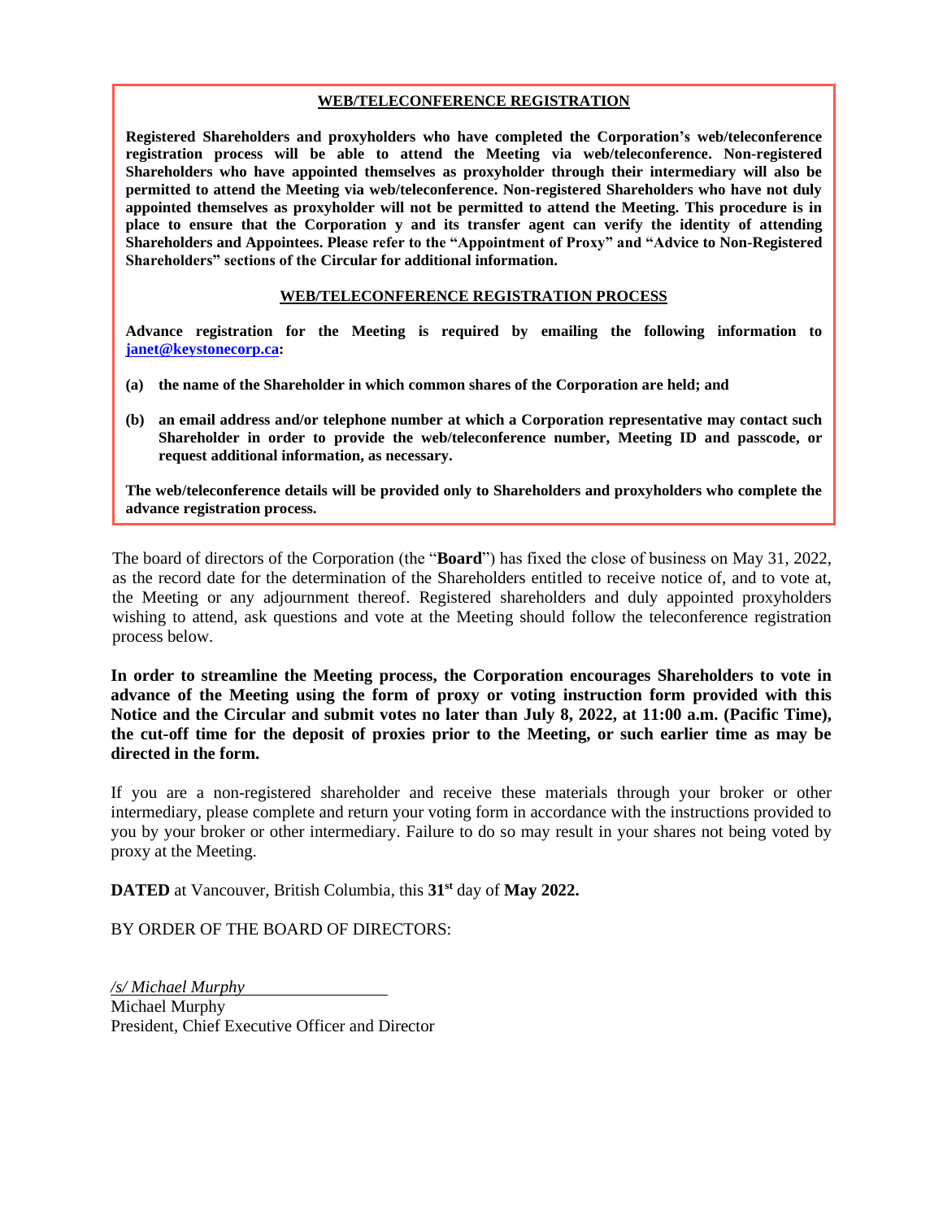## WEB/TELECONFERENCE REGISTRATION

**Registered Shareholders and proxyholders who have completed the Corporation's web/teleconference registration process will be able to attend the Meeting via web/teleconference. Non-registered Shareholders who have appointed themselves as proxyholder through their intermediary will also be permitted to attend the Meeting via web/teleconference. Non-registered Shareholders who have not duly appointed themselves as proxyholder will not be permitted to attend the Meeting. This procedure is in place to ensure that the Corporation y and its transfer agent can verify the identity of attending Shareholders and Appointees. Please refer to the "Appointment of Proxy" and "Advice to Non-Registered Shareholders" sections of the Circular for additional information.**

## WEB/TELECONFERENCE REGISTRATION PROCESS

**Advance registration for the Meeting is required by emailing the following information to janet@keystonecorp.ca:**

**(a) the name of the Shareholder in which common shares of the Corporation are held; and**

**(b) an email address and/or telephone number at which a Corporation representative may contact such Shareholder in order to provide the web/teleconference number, Meeting ID and passcode, or request additional information, as necessary.**

**The web/teleconference details will be provided only to Shareholders and proxyholders who complete the advance registration process.**

The board of directors of the Corporation (the "**Board**") has fixed the close of business on May 31, 2022, as the record date for the determination of the Shareholders entitled to receive notice of, and to vote at, the Meeting or any adjournment thereof. Registered shareholders and duly appointed proxyholders wishing to attend, ask questions and vote at the Meeting should follow the teleconference registration process below.

**In order to streamline the Meeting process, the Corporation encourages Shareholders to vote in advance of the Meeting using the form of proxy or voting instruction form provided with this Notice and the Circular and submit votes no later than July 8, 2022, at 11:00 a.m. (Pacific Time), the cut-off time for the deposit of proxies prior to the Meeting, or such earlier time as may be directed in the form.**

If you are a non-registered shareholder and receive these materials through your broker or other intermediary, please complete and return your voting form in accordance with the instructions provided to you by your broker or other intermediary. Failure to do so may result in your shares not being voted by proxy at the Meeting.

**DATED** at Vancouver, British Columbia, this **31st** day of **May 2022.**

BY ORDER OF THE BOARD OF DIRECTORS:

*/s/ Michael Murphy*
Michael Murphy
President, Chief Executive Officer and Director